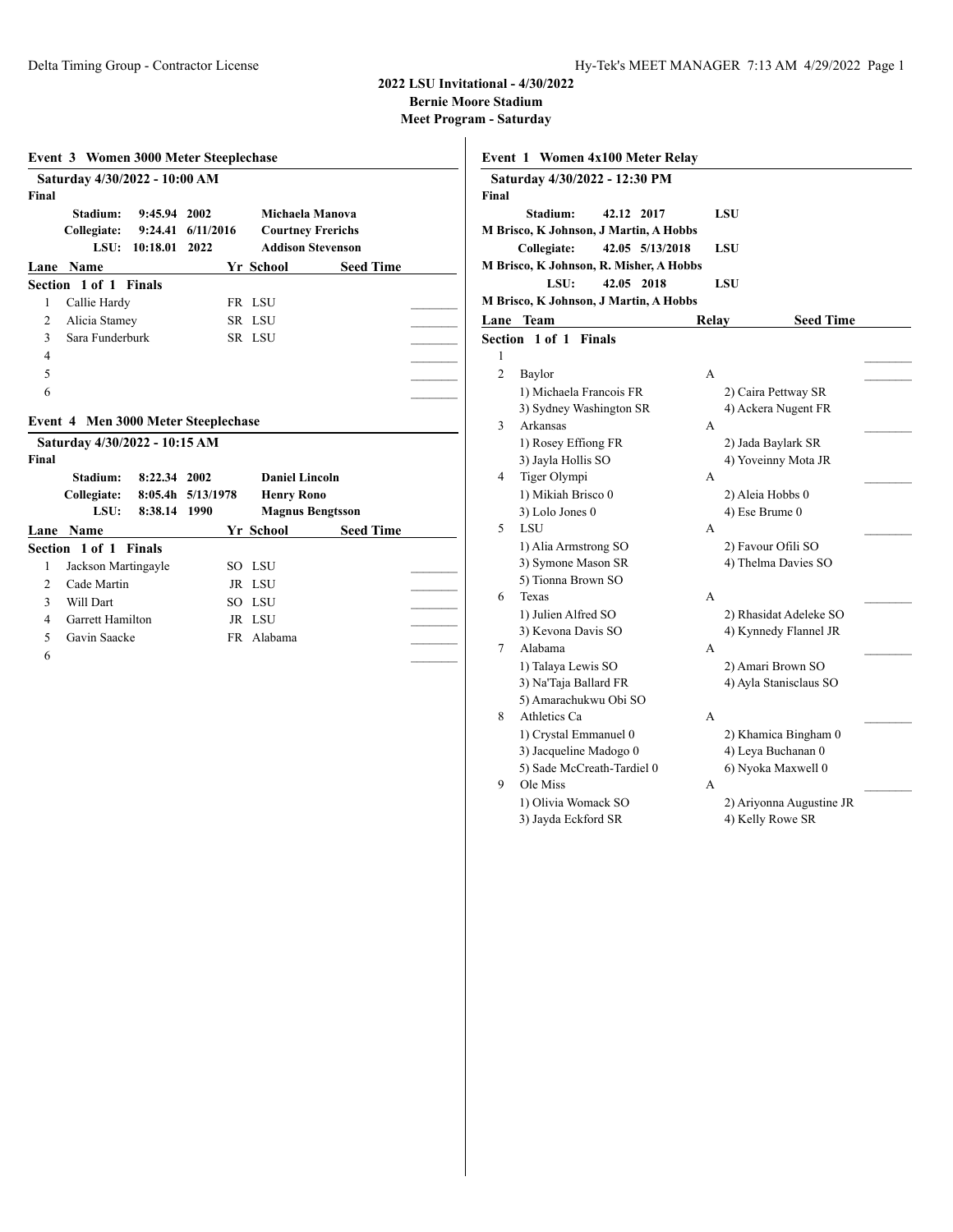# 2022 LSU Invitational - 4/30/2022

## Bernie Moore Stadium

## Meet Program - Saturday

### Event 3 Women 3000 Meter Steeplechase

**Saturday 4/30/2022 - 10:00 AM**

**Final**

| | | | |
|---|---|---|---|
| **Stadium:** | **9:45.94** | **2002** | **Michaela Manova** |
| **Collegiate:** | **9:24.41** | **6/11/2016** | **Courtney Frerichs** |
| **LSU:** | **10:18.01** | **2022** | **Addison Stevenson** |

| Lane | Name | Yr | School | Seed Time |
|---|---|---|---|---|
| **Section 1 of 1 Finals** | | | | |
| 1 | Callie Hardy | FR | LSU | |
| 2 | Alicia Stamey | SR | LSU | |
| 3 | Sara Funderburk | SR | LSU | |
| 4 | | | | |
| 5 | | | | |
| 6 | | | | |

### Event 4 Men 3000 Meter Steeplechase

**Saturday 4/30/2022 - 10:15 AM**

**Final**

| | | | |
|---|---|---|---|
| **Stadium:** | **8:22.34** | **2002** | **Daniel Lincoln** |
| **Collegiate:** | **8:05.4h** | **5/13/1978** | **Henry Rono** |
| **LSU:** | **8:38.14** | **1990** | **Magnus Bengtsson** |

| Lane | Name | Yr | School | Seed Time |
|---|---|---|---|---|
| **Section 1 of 1 Finals** | | | | |
| 1 | Jackson Martingayle | SO | LSU | |
| 2 | Cade Martin | JR | LSU | |
| 3 | Will Dart | SO | LSU | |
| 4 | Garrett Hamilton | JR | LSU | |
| 5 | Gavin Saacke | FR | Alabama | |
| 6 | | | | |

### Event 1 Women 4x100 Meter Relay

**Saturday 4/30/2022 - 12:30 PM**

**Final**

**Stadium:** **42.12** **2017** **LSU**
**M Brisco, K Johnson, J Martin, A Hobbs**

**Collegiate:** **42.05** **5/13/2018** **LSU**
**M Brisco, K Johnson, R. Misher, A Hobbs**

**LSU:** **42.05** **2018** **LSU**
**M Brisco, K Johnson, J Martin, A Hobbs**

| Lane | Team | Relay | Seed Time |
|---|---|---|---|
| **Section 1 of 1 Finals** | | | |
| 1 | | | |
| 2 | Baylor | A | |
| | 1) Michaela Francois FR; 2) Caira Pettway SR; 3) Sydney Washington SR; 4) Ackera Nugent FR | | |
| 3 | Arkansas | A | |
| | 1) Rosey Effiong FR; 2) Jada Baylark SR; 3) Jayla Hollis SO; 4) Yoveinny Mota JR | | |
| 4 | Tiger Olympi | A | |
| | 1) Mikiah Brisco 0; 2) Aleia Hobbs 0; 3) Lolo Jones 0; 4) Ese Brume 0 | | |
| 5 | LSU | A | |
| | 1) Alia Armstrong SO; 2) Favour Ofili SO; 3) Symone Mason SR; 4) Thelma Davies SO; 5) Tionna Brown SO | | |
| 6 | Texas | A | |
| | 1) Julien Alfred SO; 2) Rhasidat Adeleke SO; 3) Kevona Davis SO; 4) Kynnedy Flannel JR | | |
| 7 | Alabama | A | |
| | 1) Talaya Lewis SO; 2) Amari Brown SO; 3) Na'Taja Ballard FR; 4) Ayla Stanisclaus SO; 5) Amarachukwu Obi SO | | |
| 8 | Athletics Ca | A | |
| | 1) Crystal Emmanuel 0; 2) Khamica Bingham 0; 3) Jacqueline Madogo 0; 4) Leya Buchanan 0; 5) Sade McCreath-Tardiel 0; 6) Nyoka Maxwell 0 | | |
| 9 | Ole Miss | A | |
| | 1) Olivia Womack SO; 2) Ariyonna Augustine JR; 3) Jayda Eckford SR; 4) Kelly Rowe SR | | |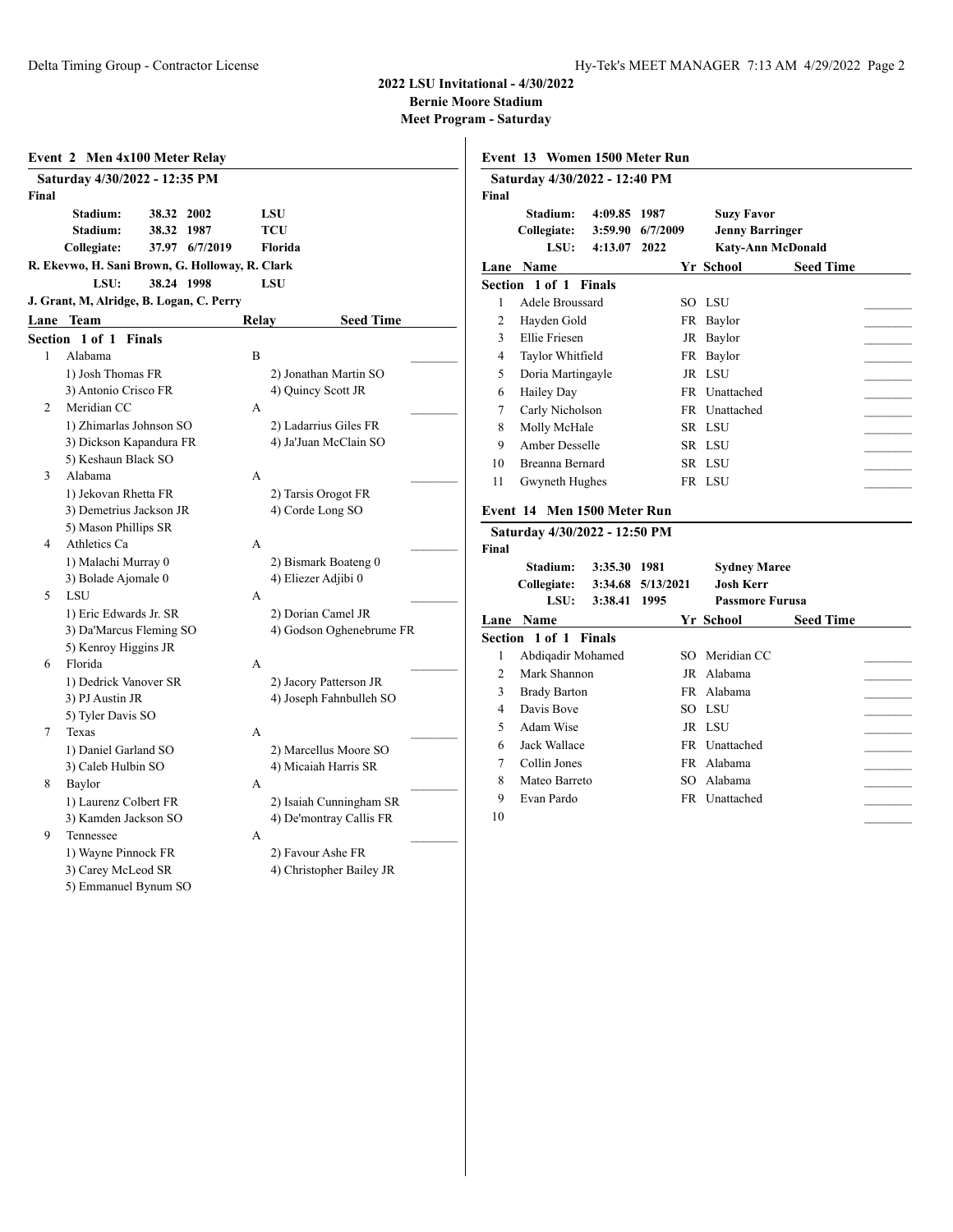# 2022 LSU Invitational - 4/30/2022
## Bernie Moore Stadium
## Meet Program - Saturday

### Event 2 Men 4x100 Meter Relay

**Saturday 4/30/2022 - 12:35 PM**

**Final**

| | | | |
|---|---|---|---|
| **Stadium:** | **38.32** | **2002** | **LSU** |
| **Stadium:** | **38.32** | **1987** | **TCU** |
| **Collegiate:** | **37.97** | **6/7/2019** | **Florida** |

**R. Ekevwo, H. Sani Brown, G. Holloway, R. Clark**

| | | | |
|---|---|---|---|
| **LSU:** | **38.24** | **1998** | **LSU** |

**J. Grant, M, Alridge, B. Logan, C. Perry**

| Lane | Team | Relay | Seed Time |
|---|---|---|---|
| **Section 1 of 1 Finals** | | | |
| 1 | Alabama | B | ________ |
| | 1) Josh Thomas FR; 2) Jonathan Martin SO; 3) Antonio Crisco FR; 4) Quincy Scott JR | | |
| 2 | Meridian CC | A | ________ |
| | 1) Zhimarlas Johnson SO; 2) Ladarrius Giles FR; 3) Dickson Kapandura FR; 4) Ja'Juan McClain SO; 5) Keshaun Black SO | | |
| 3 | Alabama | A | ________ |
| | 1) Jekovan Rhetta FR; 2) Tarsis Orogot FR; 3) Demetrius Jackson JR; 4) Corde Long SO; 5) Mason Phillips SR | | |
| 4 | Athletics Ca | A | ________ |
| | 1) Malachi Murray 0; 2) Bismark Boateng 0; 3) Bolade Ajomale 0; 4) Eliezer Adjibi 0 | | |
| 5 | LSU | A | ________ |
| | 1) Eric Edwards Jr. SR; 2) Dorian Camel JR; 3) Da'Marcus Fleming SO; 4) Godson Oghenebrume FR; 5) Kenroy Higgins JR | | |
| 6 | Florida | A | ________ |
| | 1) Dedrick Vanover SR; 2) Jacory Patterson JR; 3) PJ Austin JR; 4) Joseph Fahnbulleh SO; 5) Tyler Davis SO | | |
| 7 | Texas | A | ________ |
| | 1) Daniel Garland SO; 2) Marcellus Moore SO; 3) Caleb Hulbin SO; 4) Micaiah Harris SR | | |
| 8 | Baylor | A | ________ |
| | 1) Laurenz Colbert FR; 2) Isaiah Cunningham SR; 3) Kamden Jackson SO; 4) De'montray Callis FR | | |
| 9 | Tennessee | A | ________ |
| | 1) Wayne Pinnock FR; 2) Favour Ashe FR; 3) Carey McLeod SR; 4) Christopher Bailey JR; 5) Emmanuel Bynum SO | | |

### Event 13 Women 1500 Meter Run

**Saturday 4/30/2022 - 12:40 PM**

**Final**

| | | | |
|---|---|---|---|
| **Stadium:** | **4:09.85** | **1987** | **Suzy Favor** |
| **Collegiate:** | **3:59.90** | **6/7/2009** | **Jenny Barringer** |
| **LSU:** | **4:13.07** | **2022** | **Katy-Ann McDonald** |

| Lane | Name | Yr | School | Seed Time |
|---|---|---|---|---|
| **Section 1 of 1 Finals** | | | | |
| 1 | Adele Broussard | SO | LSU | ________ |
| 2 | Hayden Gold | FR | Baylor | ________ |
| 3 | Ellie Friesen | JR | Baylor | ________ |
| 4 | Taylor Whitfield | FR | Baylor | ________ |
| 5 | Doria Martingayle | JR | LSU | ________ |
| 6 | Hailey Day | FR | Unattached | ________ |
| 7 | Carly Nicholson | FR | Unattached | ________ |
| 8 | Molly McHale | SR | LSU | ________ |
| 9 | Amber Desselle | SR | LSU | ________ |
| 10 | Breanna Bernard | SR | LSU | ________ |
| 11 | Gwyneth Hughes | FR | LSU | ________ |

### Event 14 Men 1500 Meter Run

**Saturday 4/30/2022 - 12:50 PM**

**Final**

| | | | |
|---|---|---|---|
| **Stadium:** | **3:35.30** | **1981** | **Sydney Maree** |
| **Collegiate:** | **3:34.68** | **5/13/2021** | **Josh Kerr** |
| **LSU:** | **3:38.41** | **1995** | **Passmore Furusa** |

| Lane | Name | Yr | School | Seed Time |
|---|---|---|---|---|
| **Section 1 of 1 Finals** | | | | |
| 1 | Abdiqadir Mohamed | SO | Meridian CC | ________ |
| 2 | Mark Shannon | JR | Alabama | ________ |
| 3 | Brady Barton | FR | Alabama | ________ |
| 4 | Davis Bove | SO | LSU | ________ |
| 5 | Adam Wise | JR | LSU | ________ |
| 6 | Jack Wallace | FR | Unattached | ________ |
| 7 | Collin Jones | FR | Alabama | ________ |
| 8 | Mateo Barreto | SO | Alabama | ________ |
| 9 | Evan Pardo | FR | Unattached | ________ |
| 10 | | | | ________ |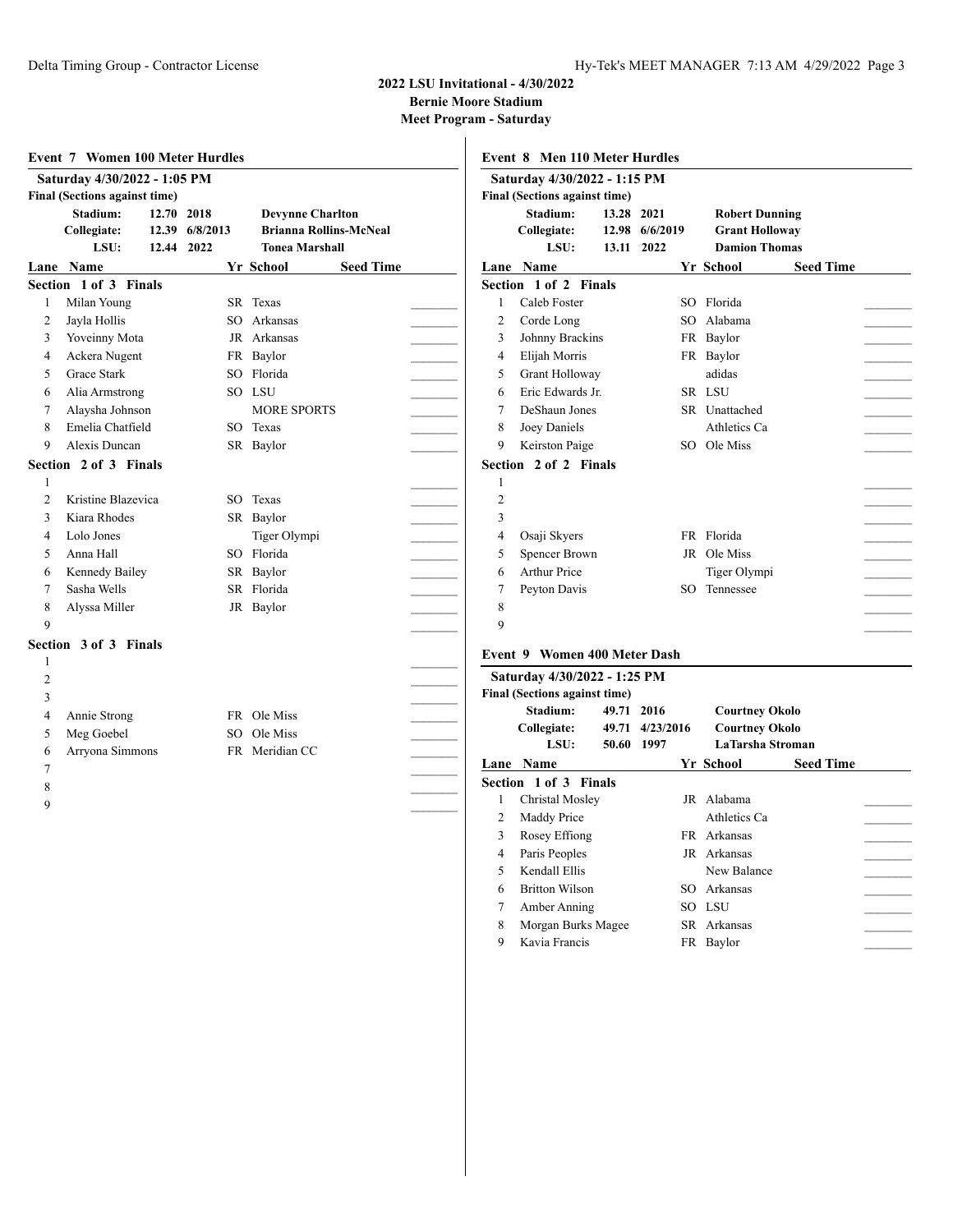**2022 LSU Invitational - 4/30/2022**
**Bernie Moore Stadium**
**Meet Program - Saturday**

## Event 7 Women 100 Meter Hurdles

**Saturday 4/30/2022 - 1:05 PM**
**Final (Sections against time)**

| | | | |
|---|---|---|---|
| Stadium: | 12.70 | 2018 | Devynne Charlton |
| Collegiate: | 12.39 | 6/8/2013 | Brianna Rollins-McNeal |
| LSU: | 12.44 | 2022 | Tonea Marshall |

**Section 1 of 3 Finals**

| Lane | Name | Yr | School | Seed Time | |
|---|---|---|---|---|---|
| 1 | Milan Young | SR | Texas | | _______ |
| 2 | Jayla Hollis | SO | Arkansas | | _______ |
| 3 | Yoveinny Mota | JR | Arkansas | | _______ |
| 4 | Ackera Nugent | FR | Baylor | | _______ |
| 5 | Grace Stark | SO | Florida | | _______ |
| 6 | Alia Armstrong | SO | LSU | | _______ |
| 7 | Alaysha Johnson | | MORE SPORTS | | _______ |
| 8 | Emelia Chatfield | SO | Texas | | _______ |
| 9 | Alexis Duncan | SR | Baylor | | _______ |

**Section 2 of 3 Finals**

| Lane | Name | Yr | School | Seed Time | |
|---|---|---|---|---|---|
| 1 | | | | | _______ |
| 2 | Kristine Blazevica | SO | Texas | | _______ |
| 3 | Kiara Rhodes | SR | Baylor | | _______ |
| 4 | Lolo Jones | | Tiger Olympi | | _______ |
| 5 | Anna Hall | SO | Florida | | _______ |
| 6 | Kennedy Bailey | SR | Baylor | | _______ |
| 7 | Sasha Wells | SR | Florida | | _______ |
| 8 | Alyssa Miller | JR | Baylor | | _______ |
| 9 | | | | | _______ |

**Section 3 of 3 Finals**

| Lane | Name | Yr | School | Seed Time | |
|---|---|---|---|---|---|
| 1 | | | | | _______ |
| 2 | | | | | _______ |
| 3 | | | | | _______ |
| 4 | Annie Strong | FR | Ole Miss | | _______ |
| 5 | Meg Goebel | SO | Ole Miss | | _______ |
| 6 | Arryona Simmons | FR | Meridian CC | | _______ |
| 7 | | | | | _______ |
| 8 | | | | | _______ |
| 9 | | | | | _______ |

## Event 8 Men 110 Meter Hurdles

**Saturday 4/30/2022 - 1:15 PM**
**Final (Sections against time)**

| | | | |
|---|---|---|---|
| Stadium: | 13.28 | 2021 | Robert Dunning |
| Collegiate: | 12.98 | 6/6/2019 | Grant Holloway |
| LSU: | 13.11 | 2022 | Damion Thomas |

**Section 1 of 2 Finals**

| Lane | Name | Yr | School | Seed Time | |
|---|---|---|---|---|---|
| 1 | Caleb Foster | SO | Florida | | _______ |
| 2 | Corde Long | SO | Alabama | | _______ |
| 3 | Johnny Brackins | FR | Baylor | | _______ |
| 4 | Elijah Morris | FR | Baylor | | _______ |
| 5 | Grant Holloway | | adidas | | _______ |
| 6 | Eric Edwards Jr. | SR | LSU | | _______ |
| 7 | DeShaun Jones | SR | Unattached | | _______ |
| 8 | Joey Daniels | | Athletics Ca | | _______ |
| 9 | Keirston Paige | SO | Ole Miss | | _______ |

**Section 2 of 2 Finals**

| Lane | Name | Yr | School | Seed Time | |
|---|---|---|---|---|---|
| 1 | | | | | _______ |
| 2 | | | | | _______ |
| 3 | | | | | _______ |
| 4 | Osaji Skyers | FR | Florida | | _______ |
| 5 | Spencer Brown | JR | Ole Miss | | _______ |
| 6 | Arthur Price | | Tiger Olympi | | _______ |
| 7 | Peyton Davis | SO | Tennessee | | _______ |
| 8 | | | | | _______ |
| 9 | | | | | _______ |

## Event 9 Women 400 Meter Dash

**Saturday 4/30/2022 - 1:25 PM**
**Final (Sections against time)**

| | | | |
|---|---|---|---|
| Stadium: | 49.71 | 2016 | Courtney Okolo |
| Collegiate: | 49.71 | 4/23/2016 | Courtney Okolo |
| LSU: | 50.60 | 1997 | LaTarsha Stroman |

**Section 1 of 3 Finals**

| Lane | Name | Yr | School | Seed Time | |
|---|---|---|---|---|---|
| 1 | Christal Mosley | JR | Alabama | | _______ |
| 2 | Maddy Price | | Athletics Ca | | _______ |
| 3 | Rosey Effiong | FR | Arkansas | | _______ |
| 4 | Paris Peoples | JR | Arkansas | | _______ |
| 5 | Kendall Ellis | | New Balance | | _______ |
| 6 | Britton Wilson | SO | Arkansas | | _______ |
| 7 | Amber Anning | SO | LSU | | _______ |
| 8 | Morgan Burks Magee | SR | Arkansas | | _______ |
| 9 | Kavia Francis | FR | Baylor | | _______ |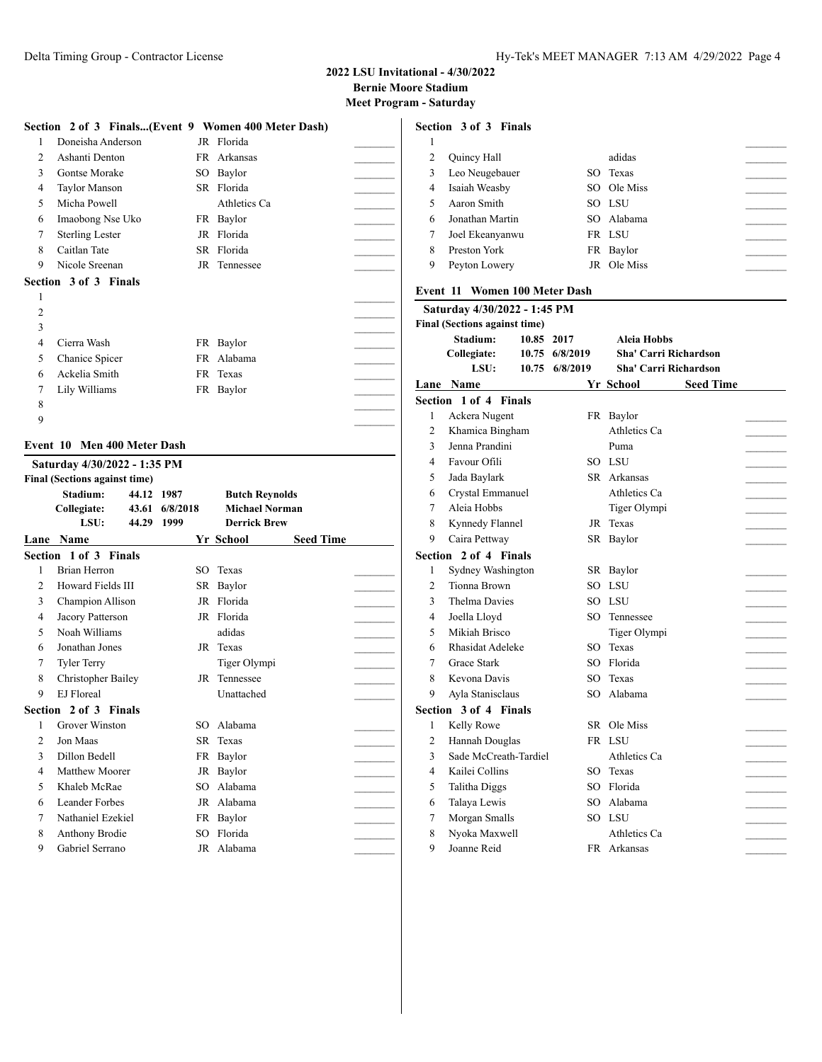## 2022 LSU Invitational - 4/30/2022
**Bernie Moore Stadium**
**Meet Program - Saturday**

### Section 2 of 3 Finals...(Event 9 Women 400 Meter Dash)

| Lane | Name | Yr | School | Seed Time |
|---|---|---|---|---|
| 1 | Doneisha Anderson | JR | Florida | |
| 2 | Ashanti Denton | FR | Arkansas | |
| 3 | Gontse Morake | SO | Baylor | |
| 4 | Taylor Manson | SR | Florida | |
| 5 | Micha Powell | | Athletics Ca | |
| 6 | Imaobong Nse Uko | FR | Baylor | |
| 7 | Sterling Lester | JR | Florida | |
| 8 | Caitlan Tate | SR | Florida | |
| 9 | Nicole Sreenan | JR | Tennessee | |

### Section 3 of 3 Finals

| Lane | Name | Yr | School | Seed Time |
|---|---|---|---|---|
| 1 | | | | |
| 2 | | | | |
| 3 | | | | |
| 4 | Cierra Wash | FR | Baylor | |
| 5 | Chanice Spicer | FR | Alabama | |
| 6 | Ackelia Smith | FR | Texas | |
| 7 | Lily Williams | FR | Baylor | |
| 8 | | | | |
| 9 | | | | |

## Event 10 Men 400 Meter Dash

**Saturday 4/30/2022 - 1:35 PM**
**Final (Sections against time)**

| | | | |
|---|---|---|---|
| Stadium: | 44.12 | 1987 | Butch Reynolds |
| Collegiate: | 43.61 | 6/8/2018 | Michael Norman |
| LSU: | 44.29 | 1999 | Derrick Brew |

### Section 1 of 3 Finals

| Lane | Name | Yr | School | Seed Time |
|---|---|---|---|---|
| 1 | Brian Herron | SO | Texas | |
| 2 | Howard Fields III | SR | Baylor | |
| 3 | Champion Allison | JR | Florida | |
| 4 | Jacory Patterson | JR | Florida | |
| 5 | Noah Williams | | adidas | |
| 6 | Jonathan Jones | JR | Texas | |
| 7 | Tyler Terry | | Tiger Olympi | |
| 8 | Christopher Bailey | JR | Tennessee | |
| 9 | EJ Floreal | | Unattached | |

### Section 2 of 3 Finals

| Lane | Name | Yr | School | Seed Time |
|---|---|---|---|---|
| 1 | Grover Winston | SO | Alabama | |
| 2 | Jon Maas | SR | Texas | |
| 3 | Dillon Bedell | FR | Baylor | |
| 4 | Matthew Moorer | JR | Baylor | |
| 5 | Khaleb McRae | SO | Alabama | |
| 6 | Leander Forbes | JR | Alabama | |
| 7 | Nathaniel Ezekiel | FR | Baylor | |
| 8 | Anthony Brodie | SO | Florida | |
| 9 | Gabriel Serrano | JR | Alabama | |

### Section 3 of 3 Finals

| Lane | Name | Yr | School | Seed Time |
|---|---|---|---|---|
| 1 | | | | |
| 2 | Quincy Hall | | adidas | |
| 3 | Leo Neugebauer | SO | Texas | |
| 4 | Isaiah Weasby | SO | Ole Miss | |
| 5 | Aaron Smith | SO | LSU | |
| 6 | Jonathan Martin | SO | Alabama | |
| 7 | Joel Ekeanyanwu | FR | LSU | |
| 8 | Preston York | FR | Baylor | |
| 9 | Peyton Lowery | JR | Ole Miss | |

## Event 11 Women 100 Meter Dash

**Saturday 4/30/2022 - 1:45 PM**
**Final (Sections against time)**

| | | | |
|---|---|---|---|
| Stadium: | 10.85 | 2017 | Aleia Hobbs |
| Collegiate: | 10.75 | 6/8/2019 | Sha' Carri Richardson |
| LSU: | 10.75 | 6/8/2019 | Sha' Carri Richardson |

### Section 1 of 4 Finals

| Lane | Name | Yr | School | Seed Time |
|---|---|---|---|---|
| 1 | Ackera Nugent | FR | Baylor | |
| 2 | Khamica Bingham | | Athletics Ca | |
| 3 | Jenna Prandini | | Puma | |
| 4 | Favour Ofili | SO | LSU | |
| 5 | Jada Baylark | SR | Arkansas | |
| 6 | Crystal Emmanuel | | Athletics Ca | |
| 7 | Aleia Hobbs | | Tiger Olympi | |
| 8 | Kynnedy Flannel | JR | Texas | |
| 9 | Caira Pettway | SR | Baylor | |

### Section 2 of 4 Finals

| Lane | Name | Yr | School | Seed Time |
|---|---|---|---|---|
| 1 | Sydney Washington | SR | Baylor | |
| 2 | Tionna Brown | SO | LSU | |
| 3 | Thelma Davies | SO | LSU | |
| 4 | Joella Lloyd | SO | Tennessee | |
| 5 | Mikiah Brisco | | Tiger Olympi | |
| 6 | Rhasidat Adeleke | SO | Texas | |
| 7 | Grace Stark | SO | Florida | |
| 8 | Kevona Davis | SO | Texas | |
| 9 | Ayla Stanisclaus | SO | Alabama | |

### Section 3 of 4 Finals

| Lane | Name | Yr | School | Seed Time |
|---|---|---|---|---|
| 1 | Kelly Rowe | SR | Ole Miss | |
| 2 | Hannah Douglas | FR | LSU | |
| 3 | Sade McCreath-Tardiel | | Athletics Ca | |
| 4 | Kailei Collins | SO | Texas | |
| 5 | Talitha Diggs | SO | Florida | |
| 6 | Talaya Lewis | SO | Alabama | |
| 7 | Morgan Smalls | SO | LSU | |
| 8 | Nyoka Maxwell | | Athletics Ca | |
| 9 | Joanne Reid | FR | Arkansas | |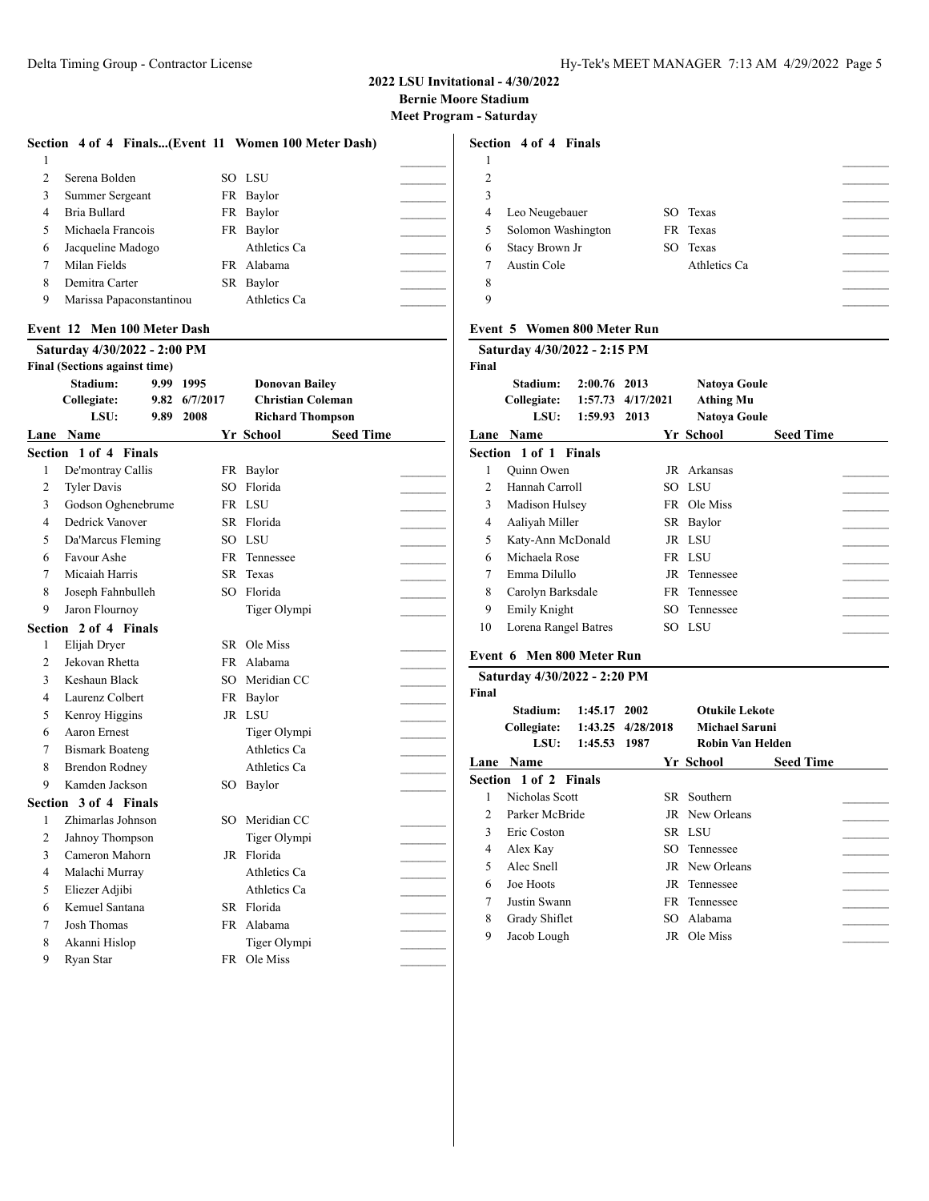## 2022 LSU Invitational - 4/30/2022
**Bernie Moore Stadium**
**Meet Program - Saturday**

### Section 4 of 4 Finals...(Event 11 Women 100 Meter Dash)

| Lane | Name | Yr | School | Seed Time |
|---|---|---|---|---|
| 1 | | | | |
| 2 | Serena Bolden | SO | LSU | |
| 3 | Summer Sergeant | FR | Baylor | |
| 4 | Bria Bullard | FR | Baylor | |
| 5 | Michaela Francois | FR | Baylor | |
| 6 | Jacqueline Madogo | | Athletics Ca | |
| 7 | Milan Fields | FR | Alabama | |
| 8 | Demitra Carter | SR | Baylor | |
| 9 | Marissa Papaconstantinou | | Athletics Ca | |

### Event 12 Men 100 Meter Dash

**Saturday 4/30/2022 - 2:00 PM**
**Final (Sections against time)**

| | | | |
|---|---|---|---|
| Stadium: | 9.99 | 1995 | Donovan Bailey |
| Collegiate: | 9.82 | 6/7/2017 | Christian Coleman |
| LSU: | 9.89 | 2008 | Richard Thompson |

| Lane | Name | Yr | School | Seed Time |
|---|---|---|---|---|
| **Section 1 of 4 Finals** | | | | |
| 1 | De'montray Callis | FR | Baylor | |
| 2 | Tyler Davis | SO | Florida | |
| 3 | Godson Oghenebrume | FR | LSU | |
| 4 | Dedrick Vanover | SR | Florida | |
| 5 | Da'Marcus Fleming | SO | LSU | |
| 6 | Favour Ashe | FR | Tennessee | |
| 7 | Micaiah Harris | SR | Texas | |
| 8 | Joseph Fahnbulleh | SO | Florida | |
| 9 | Jaron Flournoy | | Tiger Olympi | |
| **Section 2 of 4 Finals** | | | | |
| 1 | Elijah Dryer | SR | Ole Miss | |
| 2 | Jekovan Rhetta | FR | Alabama | |
| 3 | Keshaun Black | SO | Meridian CC | |
| 4 | Laurenz Colbert | FR | Baylor | |
| 5 | Kenroy Higgins | JR | LSU | |
| 6 | Aaron Ernest | | Tiger Olympi | |
| 7 | Bismark Boateng | | Athletics Ca | |
| 8 | Brendon Rodney | | Athletics Ca | |
| 9 | Kamden Jackson | SO | Baylor | |
| **Section 3 of 4 Finals** | | | | |
| 1 | Zhimarlas Johnson | SO | Meridian CC | |
| 2 | Jahnoy Thompson | | Tiger Olympi | |
| 3 | Cameron Mahorn | JR | Florida | |
| 4 | Malachi Murray | | Athletics Ca | |
| 5 | Eliezer Adjibi | | Athletics Ca | |
| 6 | Kemuel Santana | SR | Florida | |
| 7 | Josh Thomas | FR | Alabama | |
| 8 | Akanni Hislop | | Tiger Olympi | |
| 9 | Ryan Star | FR | Ole Miss | |
| **Section 4 of 4 Finals** | | | | |
| 1 | | | | |
| 2 | | | | |
| 3 | | | | |
| 4 | Leo Neugebauer | SO | Texas | |
| 5 | Solomon Washington | FR | Texas | |
| 6 | Stacy Brown Jr | SO | Texas | |
| 7 | Austin Cole | | Athletics Ca | |
| 8 | | | | |
| 9 | | | | |

### Event 5 Women 800 Meter Run

**Saturday 4/30/2022 - 2:15 PM**
**Final**

| | | | |
|---|---|---|---|
| Stadium: | 2:00.76 | 2013 | Natoya Goule |
| Collegiate: | 1:57.73 | 4/17/2021 | Athing Mu |
| LSU: | 1:59.93 | 2013 | Natoya Goule |

| Lane | Name | Yr | School | Seed Time |
|---|---|---|---|---|
| **Section 1 of 1 Finals** | | | | |
| 1 | Quinn Owen | JR | Arkansas | |
| 2 | Hannah Carroll | SO | LSU | |
| 3 | Madison Hulsey | FR | Ole Miss | |
| 4 | Aaliyah Miller | SR | Baylor | |
| 5 | Katy-Ann McDonald | JR | LSU | |
| 6 | Michaela Rose | FR | LSU | |
| 7 | Emma Dilullo | JR | Tennessee | |
| 8 | Carolyn Barksdale | FR | Tennessee | |
| 9 | Emily Knight | SO | Tennessee | |
| 10 | Lorena Rangel Batres | SO | LSU | |

### Event 6 Men 800 Meter Run

**Saturday 4/30/2022 - 2:20 PM**
**Final**

| | | | |
|---|---|---|---|
| Stadium: | 1:45.17 | 2002 | Otukile Lekote |
| Collegiate: | 1:43.25 | 4/28/2018 | Michael Saruni |
| LSU: | 1:45.53 | 1987 | Robin Van Helden |

| Lane | Name | Yr | School | Seed Time |
|---|---|---|---|---|
| **Section 1 of 2 Finals** | | | | |
| 1 | Nicholas Scott | SR | Southern | |
| 2 | Parker McBride | JR | New Orleans | |
| 3 | Eric Coston | SR | LSU | |
| 4 | Alex Kay | SO | Tennessee | |
| 5 | Alec Snell | JR | New Orleans | |
| 6 | Joe Hoots | JR | Tennessee | |
| 7 | Justin Swann | FR | Tennessee | |
| 8 | Grady Shiflet | SO | Alabama | |
| 9 | Jacob Lough | JR | Ole Miss | |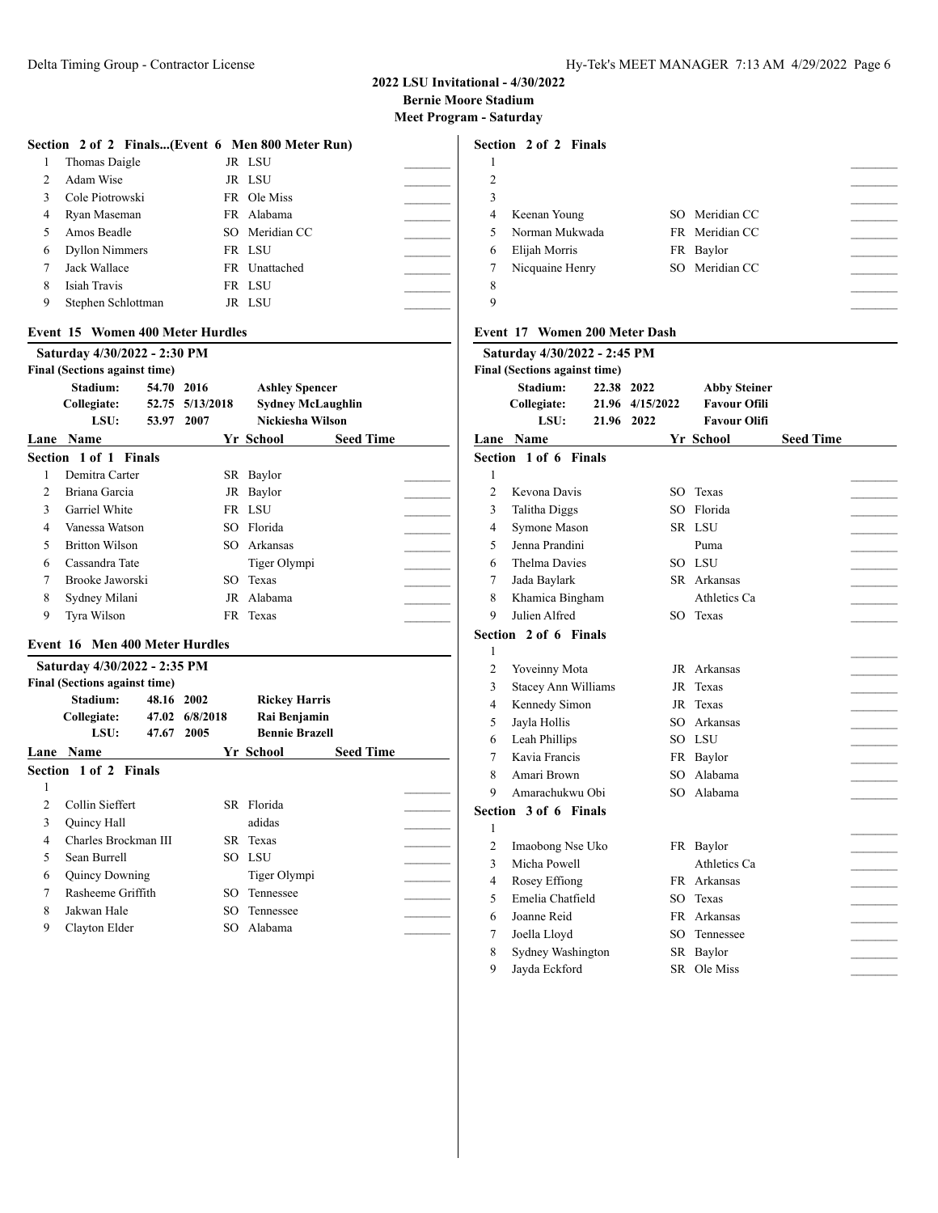**2022 LSU Invitational - 4/30/2022**
**Bernie Moore Stadium**
**Meet Program - Saturday**

### Section 2 of 2 Finals...(Event 6 Men 800 Meter Run)

| Lane | Name | Yr | School | Seed Time |
|---|---|---|---|---|
| 1 | Thomas Daigle | JR | LSU | |
| 2 | Adam Wise | JR | LSU | |
| 3 | Cole Piotrowski | FR | Ole Miss | |
| 4 | Ryan Maseman | FR | Alabama | |
| 5 | Amos Beadle | SO | Meridian CC | |
| 6 | Dyllon Nimmers | FR | LSU | |
| 7 | Jack Wallace | FR | Unattached | |
| 8 | Isiah Travis | FR | LSU | |
| 9 | Stephen Schlottman | JR | LSU | |

## Event 15 Women 400 Meter Hurdles

**Saturday 4/30/2022 - 2:30 PM**
**Final (Sections against time)**

| | | | |
|---|---|---|---|
| Stadium: | 54.70 | 2016 | Ashley Spencer |
| Collegiate: | 52.75 | 5/13/2018 | Sydney McLaughlin |
| LSU: | 53.97 | 2007 | Nickiesha Wilson |

### Section 1 of 1 Finals

| Lane | Name | Yr | School | Seed Time |
|---|---|---|---|---|
| 1 | Demitra Carter | SR | Baylor | |
| 2 | Briana Garcia | JR | Baylor | |
| 3 | Garriel White | FR | LSU | |
| 4 | Vanessa Watson | SO | Florida | |
| 5 | Britton Wilson | SO | Arkansas | |
| 6 | Cassandra Tate | | Tiger Olympi | |
| 7 | Brooke Jaworski | SO | Texas | |
| 8 | Sydney Milani | JR | Alabama | |
| 9 | Tyra Wilson | FR | Texas | |

## Event 16 Men 400 Meter Hurdles

**Saturday 4/30/2022 - 2:35 PM**
**Final (Sections against time)**

| | | | |
|---|---|---|---|
| Stadium: | 48.16 | 2002 | Rickey Harris |
| Collegiate: | 47.02 | 6/8/2018 | Rai Benjamin |
| LSU: | 47.67 | 2005 | Bennie Brazell |

### Section 1 of 2 Finals

| Lane | Name | Yr | School | Seed Time |
|---|---|---|---|---|
| 1 | | | | |
| 2 | Collin Sieffert | SR | Florida | |
| 3 | Quincy Hall | | adidas | |
| 4 | Charles Brockman III | SR | Texas | |
| 5 | Sean Burrell | SO | LSU | |
| 6 | Quincy Downing | | Tiger Olympi | |
| 7 | Rasheeme Griffith | SO | Tennessee | |
| 8 | Jakwan Hale | SO | Tennessee | |
| 9 | Clayton Elder | SO | Alabama | |

### Section 2 of 2 Finals

| Lane | Name | Yr | School | Seed Time |
|---|---|---|---|---|
| 1 | | | | |
| 2 | | | | |
| 3 | | | | |
| 4 | Keenan Young | SO | Meridian CC | |
| 5 | Norman Mukwada | FR | Meridian CC | |
| 6 | Elijah Morris | FR | Baylor | |
| 7 | Nicquaine Henry | SO | Meridian CC | |
| 8 | | | | |
| 9 | | | | |

## Event 17 Women 200 Meter Dash

**Saturday 4/30/2022 - 2:45 PM**
**Final (Sections against time)**

| | | | |
|---|---|---|---|
| Stadium: | 22.38 | 2022 | Abby Steiner |
| Collegiate: | 21.96 | 4/15/2022 | Favour Ofili |
| LSU: | 21.96 | 2022 | Favour Olifi |

### Section 1 of 6 Finals

| Lane | Name | Yr | School | Seed Time |
|---|---|---|---|---|
| 1 | | | | |
| 2 | Kevona Davis | SO | Texas | |
| 3 | Talitha Diggs | SO | Florida | |
| 4 | Symone Mason | SR | LSU | |
| 5 | Jenna Prandini | | Puma | |
| 6 | Thelma Davies | SO | LSU | |
| 7 | Jada Baylark | SR | Arkansas | |
| 8 | Khamica Bingham | | Athletics Ca | |
| 9 | Julien Alfred | SO | Texas | |

### Section 2 of 6 Finals

| Lane | Name | Yr | School | Seed Time |
|---|---|---|---|---|
| 1 | | | | |
| 2 | Yoveinny Mota | JR | Arkansas | |
| 3 | Stacey Ann Williams | JR | Texas | |
| 4 | Kennedy Simon | JR | Texas | |
| 5 | Jayla Hollis | SO | Arkansas | |
| 6 | Leah Phillips | SO | LSU | |
| 7 | Kavia Francis | FR | Baylor | |
| 8 | Amari Brown | SO | Alabama | |
| 9 | Amarachukwu Obi | SO | Alabama | |

### Section 3 of 6 Finals

| Lane | Name | Yr | School | Seed Time |
|---|---|---|---|---|
| 1 | | | | |
| 2 | Imaobong Nse Uko | FR | Baylor | |
| 3 | Micha Powell | | Athletics Ca | |
| 4 | Rosey Effiong | FR | Arkansas | |
| 5 | Emelia Chatfield | SO | Texas | |
| 6 | Joanne Reid | FR | Arkansas | |
| 7 | Joella Lloyd | SO | Tennessee | |
| 8 | Sydney Washington | SR | Baylor | |
| 9 | Jayda Eckford | SR | Ole Miss | |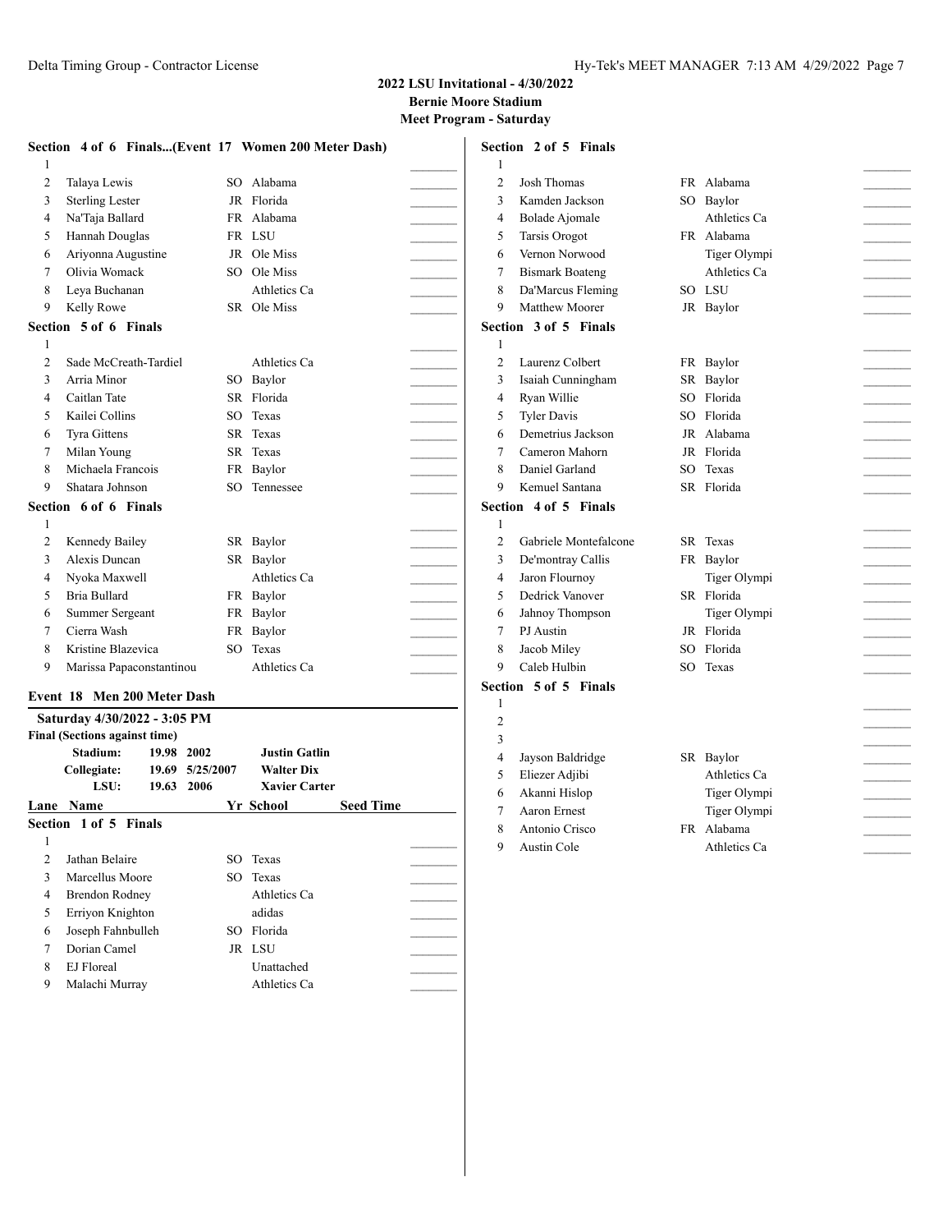## 2022 LSU Invitational - 4/30/2022
**Bernie Moore Stadium**
**Meet Program - Saturday**

### Section 4 of 6 Finals...(Event 17 Women 200 Meter Dash)

| Lane | Name | Yr | School | Seed Time |
|---|---|---|---|---|
| 1 | | | | |
| 2 | Talaya Lewis | SO | Alabama | |
| 3 | Sterling Lester | JR | Florida | |
| 4 | Na'Taja Ballard | FR | Alabama | |
| 5 | Hannah Douglas | FR | LSU | |
| 6 | Ariyonna Augustine | JR | Ole Miss | |
| 7 | Olivia Womack | SO | Ole Miss | |
| 8 | Leya Buchanan | | Athletics Ca | |
| 9 | Kelly Rowe | SR | Ole Miss | |

### Section 5 of 6 Finals

| Lane | Name | Yr | School | Seed Time |
|---|---|---|---|---|
| 1 | | | | |
| 2 | Sade McCreath-Tardiel | | Athletics Ca | |
| 3 | Arria Minor | SO | Baylor | |
| 4 | Caitlan Tate | SR | Florida | |
| 5 | Kailei Collins | SO | Texas | |
| 6 | Tyra Gittens | SR | Texas | |
| 7 | Milan Young | SR | Texas | |
| 8 | Michaela Francois | FR | Baylor | |
| 9 | Shatara Johnson | SO | Tennessee | |

### Section 6 of 6 Finals

| Lane | Name | Yr | School | Seed Time |
|---|---|---|---|---|
| 1 | | | | |
| 2 | Kennedy Bailey | SR | Baylor | |
| 3 | Alexis Duncan | SR | Baylor | |
| 4 | Nyoka Maxwell | | Athletics Ca | |
| 5 | Bria Bullard | FR | Baylor | |
| 6 | Summer Sergeant | FR | Baylor | |
| 7 | Cierra Wash | FR | Baylor | |
| 8 | Kristine Blazevica | SO | Texas | |
| 9 | Marissa Papaconstantinou | | Athletics Ca | |

## Event 18 Men 200 Meter Dash

**Saturday 4/30/2022 - 3:05 PM**

**Final (Sections against time)**

| | | | |
|---|---|---|---|
| **Stadium:** | 19.98 | 2002 | **Justin Gatlin** |
| **Collegiate:** | 19.69 | 5/25/2007 | **Walter Dix** |
| **LSU:** | 19.63 | 2006 | **Xavier Carter** |

### Section 1 of 5 Finals

| Lane | Name | Yr | School | Seed Time |
|---|---|---|---|---|
| 1 | | | | |
| 2 | Jathan Belaire | SO | Texas | |
| 3 | Marcellus Moore | SO | Texas | |
| 4 | Brendon Rodney | | Athletics Ca | |
| 5 | Erriyon Knighton | | adidas | |
| 6 | Joseph Fahnbulleh | SO | Florida | |
| 7 | Dorian Camel | JR | LSU | |
| 8 | EJ Floreal | | Unattached | |
| 9 | Malachi Murray | | Athletics Ca | |

### Section 2 of 5 Finals

| Lane | Name | Yr | School | Seed Time |
|---|---|---|---|---|
| 1 | | | | |
| 2 | Josh Thomas | FR | Alabama | |
| 3 | Kamden Jackson | SO | Baylor | |
| 4 | Bolade Ajomale | | Athletics Ca | |
| 5 | Tarsis Orogot | FR | Alabama | |
| 6 | Vernon Norwood | | Tiger Olympi | |
| 7 | Bismark Boateng | | Athletics Ca | |
| 8 | Da'Marcus Fleming | SO | LSU | |
| 9 | Matthew Moorer | JR | Baylor | |

### Section 3 of 5 Finals

| Lane | Name | Yr | School | Seed Time |
|---|---|---|---|---|
| 1 | | | | |
| 2 | Laurenz Colbert | FR | Baylor | |
| 3 | Isaiah Cunningham | SR | Baylor | |
| 4 | Ryan Willie | SO | Florida | |
| 5 | Tyler Davis | SO | Florida | |
| 6 | Demetrius Jackson | JR | Alabama | |
| 7 | Cameron Mahorn | JR | Florida | |
| 8 | Daniel Garland | SO | Texas | |
| 9 | Kemuel Santana | SR | Florida | |

### Section 4 of 5 Finals

| Lane | Name | Yr | School | Seed Time |
|---|---|---|---|---|
| 1 | | | | |
| 2 | Gabriele Montefalcone | SR | Texas | |
| 3 | De'montray Callis | FR | Baylor | |
| 4 | Jaron Flournoy | | Tiger Olympi | |
| 5 | Dedrick Vanover | SR | Florida | |
| 6 | Jahnoy Thompson | | Tiger Olympi | |
| 7 | PJ Austin | JR | Florida | |
| 8 | Jacob Miley | SO | Florida | |
| 9 | Caleb Hulbin | SO | Texas | |

### Section 5 of 5 Finals

| Lane | Name | Yr | School | Seed Time |
|---|---|---|---|---|
| 1 | | | | |
| 2 | | | | |
| 3 | | | | |
| 4 | Jayson Baldridge | SR | Baylor | |
| 5 | Eliezer Adjibi | | Athletics Ca | |
| 6 | Akanni Hislop | | Tiger Olympi | |
| 7 | Aaron Ernest | | Tiger Olympi | |
| 8 | Antonio Crisco | FR | Alabama | |
| 9 | Austin Cole | | Athletics Ca | |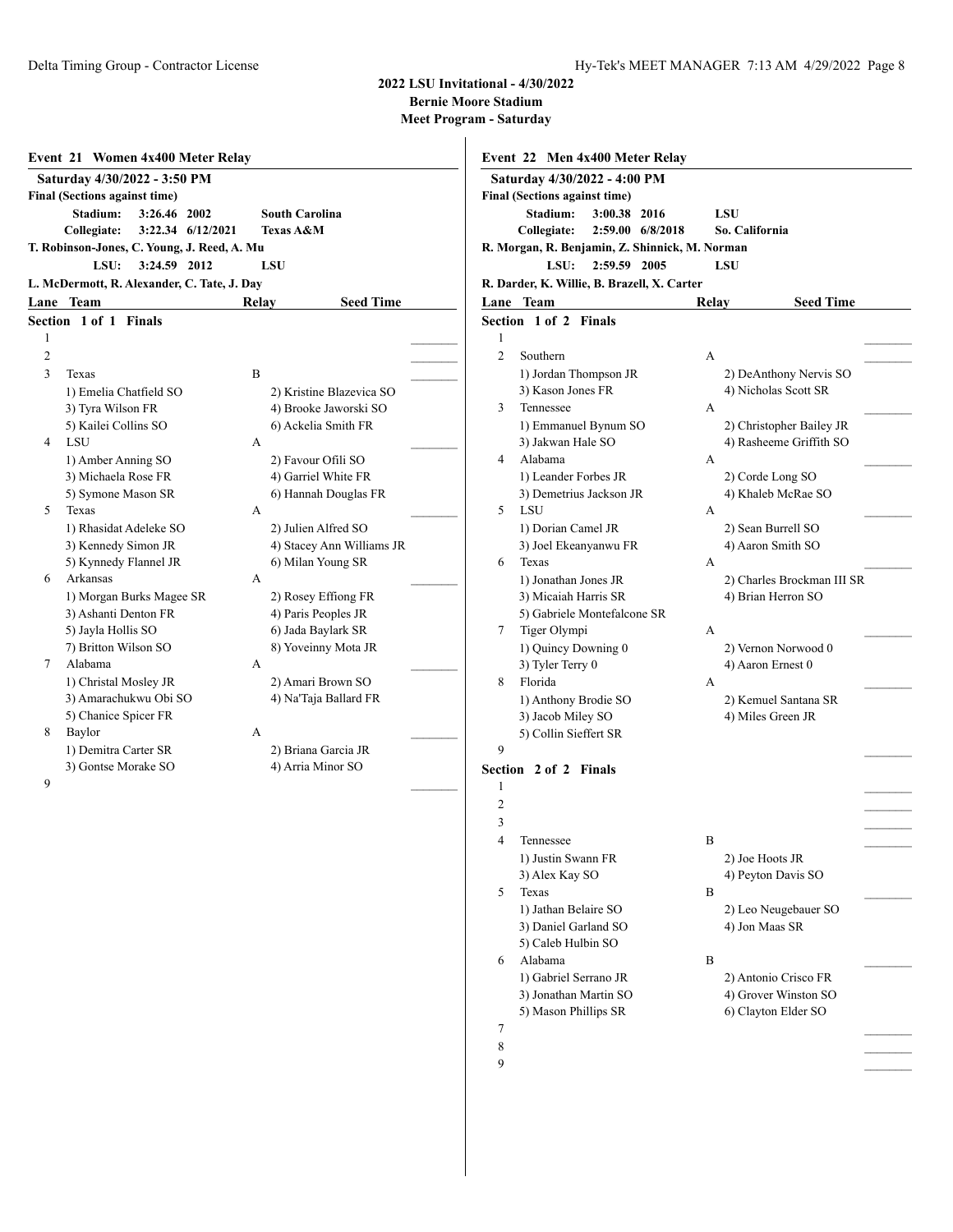# 2022 LSU Invitational - 4/30/2022

**Bernie Moore Stadium**

**Meet Program - Saturday**

## Event 21 Women 4x400 Meter Relay

**Saturday 4/30/2022 - 3:50 PM**

**Final (Sections against time)**

**Stadium:** 3:26.46 2002 South Carolina

**Collegiate:** 3:22.34 6/12/2021 Texas A&M

T. Robinson-Jones, C. Young, J. Reed, A. Mu

**LSU:** 3:24.59 2012 LSU

L. McDermott, R. Alexander, C. Tate, J. Day

### Section 1 of 1 Finals

| Lane | Team | Relay | Seed Time |
|---|---|---|---|
| 1 | | | |
| 2 | | | |
| 3 | Texas | B | |
| | 1) Emelia Chatfield SO, 2) Kristine Blazevica SO, 3) Tyra Wilson FR, 4) Brooke Jaworski SO, 5) Kailei Collins SO, 6) Ackelia Smith FR | | |
| 4 | LSU | A | |
| | 1) Amber Anning SO, 2) Favour Ofili SO, 3) Michaela Rose FR, 4) Garriel White FR, 5) Symone Mason SR, 6) Hannah Douglas FR | | |
| 5 | Texas | A | |
| | 1) Rhasidat Adeleke SO, 2) Julien Alfred SO, 3) Kennedy Simon JR, 4) Stacey Ann Williams JR, 5) Kynnedy Flannel JR, 6) Milan Young SR | | |
| 6 | Arkansas | A | |
| | 1) Morgan Burks Magee SR, 2) Rosey Effiong FR, 3) Ashanti Denton FR, 4) Paris Peoples JR, 5) Jayla Hollis SO, 6) Jada Baylark SR, 7) Britton Wilson SO, 8) Yoveinny Mota JR | | |
| 7 | Alabama | A | |
| | 1) Christal Mosley JR, 2) Amari Brown SO, 3) Amarachukwu Obi SO, 4) Na'Taja Ballard FR, 5) Chanice Spicer FR | | |
| 8 | Baylor | A | |
| | 1) Demitra Carter SR, 2) Briana Garcia JR, 3) Gontse Morake SO, 4) Arria Minor SO | | |
| 9 | | | |

## Event 22 Men 4x400 Meter Relay

**Saturday 4/30/2022 - 4:00 PM**

**Final (Sections against time)**

**Stadium:** 3:00.38 2016 LSU

**Collegiate:** 2:59.00 6/8/2018 So. California

R. Morgan, R. Benjamin, Z. Shinnick, M. Norman

**LSU:** 2:59.59 2005 LSU

R. Darder, K. Willie, B. Brazell, X. Carter

### Section 1 of 2 Finals

| Lane | Team | Relay | Seed Time |
|---|---|---|---|
| 1 | | | |
| 2 | Southern | A | |
| | 1) Jordan Thompson JR, 2) DeAnthony Nervis SO, 3) Kason Jones FR, 4) Nicholas Scott SR | | |
| 3 | Tennessee | A | |
| | 1) Emmanuel Bynum SO, 2) Christopher Bailey JR, 3) Jakwan Hale SO, 4) Rasheeme Griffith SO | | |
| 4 | Alabama | A | |
| | 1) Leander Forbes JR, 2) Corde Long SO, 3) Demetrius Jackson JR, 4) Khaleb McRae SO | | |
| 5 | LSU | A | |
| | 1) Dorian Camel JR, 2) Sean Burrell SO, 3) Joel Ekeanyanwu FR, 4) Aaron Smith SO | | |
| 6 | Texas | A | |
| | 1) Jonathan Jones JR, 2) Charles Brockman III SR, 3) Micaiah Harris SR, 4) Brian Herron SO, 5) Gabriele Montefalcone SR | | |
| 7 | Tiger Olympi | A | |
| | 1) Quincy Downing 0, 2) Vernon Norwood 0, 3) Tyler Terry 0, 4) Aaron Ernest 0 | | |
| 8 | Florida | A | |
| | 1) Anthony Brodie SO, 2) Kemuel Santana SR, 3) Jacob Miley SO, 4) Miles Green JR, 5) Collin Sieffert SR | | |
| 9 | | | |

### Section 2 of 2 Finals

| Lane | Team | Relay | Seed Time |
|---|---|---|---|
| 1 | | | |
| 2 | | | |
| 3 | | | |
| 4 | Tennessee | B | |
| | 1) Justin Swann FR, 2) Joe Hoots JR, 3) Alex Kay SO, 4) Peyton Davis SO | | |
| 5 | Texas | B | |
| | 1) Jathan Belaire SO, 2) Leo Neugebauer SO, 3) Daniel Garland SO, 4) Jon Maas SR, 5) Caleb Hulbin SO | | |
| 6 | Alabama | B | |
| | 1) Gabriel Serrano JR, 2) Antonio Crisco FR, 3) Jonathan Martin SO, 4) Grover Winston SO, 5) Mason Phillips SR, 6) Clayton Elder SO | | |
| 7 | | | |
| 8 | | | |
| 9 | | | |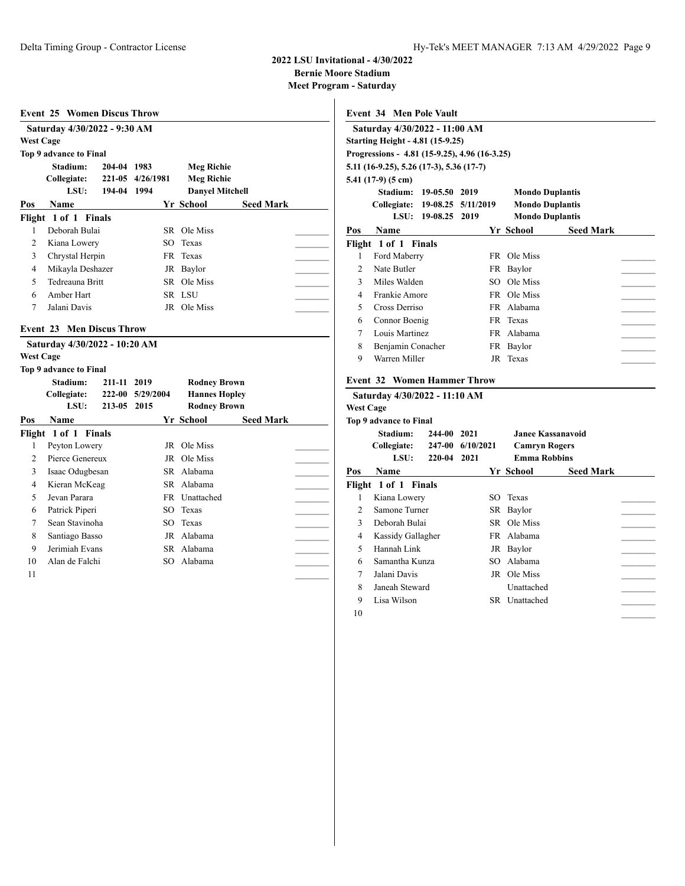# 2022 LSU Invitational - 4/30/2022

**Bernie Moore Stadium**

**Meet Program - Saturday**

## Event 25 Women Discus Throw

**Saturday 4/30/2022 - 9:30 AM**

**West Cage**

**Top 9 advance to Final**

| | Mark | Date | Holder |
|---|---|---|---|
| Stadium: | 204-04 | 1983 | Meg Richie |
| Collegiate: | 221-05 | 4/26/1981 | Meg Richie |
| LSU: | 194-04 | 1994 | Danyel Mitchell |

**Flight 1 of 1 Finals**

| Pos | Name | Yr | School | Seed Mark |
|---|---|---|---|---|
| 1 | Deborah Bulai | SR | Ole Miss | |
| 2 | Kiana Lowery | SO | Texas | |
| 3 | Chrystal Herpin | FR | Texas | |
| 4 | Mikayla Deshazer | JR | Baylor | |
| 5 | Tedreauna Britt | SR | Ole Miss | |
| 6 | Amber Hart | SR | LSU | |
| 7 | Jalani Davis | JR | Ole Miss | |

## Event 23 Men Discus Throw

**Saturday 4/30/2022 - 10:20 AM**

**West Cage**

**Top 9 advance to Final**

| | Mark | Date | Holder |
|---|---|---|---|
| Stadium: | 211-11 | 2019 | Rodney Brown |
| Collegiate: | 222-00 | 5/29/2004 | Hannes Hopley |
| LSU: | 213-05 | 2015 | Rodney Brown |

**Flight 1 of 1 Finals**

| Pos | Name | Yr | School | Seed Mark |
|---|---|---|---|---|
| 1 | Peyton Lowery | JR | Ole Miss | |
| 2 | Pierce Genereux | JR | Ole Miss | |
| 3 | Isaac Odugbesan | SR | Alabama | |
| 4 | Kieran McKeag | SR | Alabama | |
| 5 | Jevan Parara | FR | Unattached | |
| 6 | Patrick Piperi | SO | Texas | |
| 7 | Sean Stavinoha | SO | Texas | |
| 8 | Santiago Basso | JR | Alabama | |
| 9 | Jerimiah Evans | SR | Alabama | |
| 10 | Alan de Falchi | SO | Alabama | |
| 11 | | | | |

## Event 34 Men Pole Vault

**Saturday 4/30/2022 - 11:00 AM**

**Starting Height - 4.81 (15-9.25)**

**Progressions - 4.81 (15-9.25), 4.96 (16-3.25)**
**5.11 (16-9.25), 5.26 (17-3), 5.36 (17-7)**
**5.41 (17-9) (5 cm)**

| | Mark | Date | Holder |
|---|---|---|---|
| Stadium: | 19-05.50 | 2019 | Mondo Duplantis |
| Collegiate: | 19-08.25 | 5/11/2019 | Mondo Duplantis |
| LSU: | 19-08.25 | 2019 | Mondo Duplantis |

**Flight 1 of 1 Finals**

| Pos | Name | Yr | School | Seed Mark |
|---|---|---|---|---|
| 1 | Ford Maberry | FR | Ole Miss | |
| 2 | Nate Butler | FR | Baylor | |
| 3 | Miles Walden | SO | Ole Miss | |
| 4 | Frankie Amore | FR | Ole Miss | |
| 5 | Cross Derriso | FR | Alabama | |
| 6 | Connor Boenig | FR | Texas | |
| 7 | Louis Martinez | FR | Alabama | |
| 8 | Benjamin Conacher | FR | Baylor | |
| 9 | Warren Miller | JR | Texas | |

## Event 32 Women Hammer Throw

**Saturday 4/30/2022 - 11:10 AM**

**West Cage**

**Top 9 advance to Final**

| | Mark | Date | Holder |
|---|---|---|---|
| Stadium: | 244-00 | 2021 | Janee Kassanavoid |
| Collegiate: | 247-00 | 6/10/2021 | Camryn Rogers |
| LSU: | 220-04 | 2021 | Emma Robbins |

**Flight 1 of 1 Finals**

| Pos | Name | Yr | School | Seed Mark |
|---|---|---|---|---|
| 1 | Kiana Lowery | SO | Texas | |
| 2 | Samone Turner | SR | Baylor | |
| 3 | Deborah Bulai | SR | Ole Miss | |
| 4 | Kassidy Gallagher | FR | Alabama | |
| 5 | Hannah Link | JR | Baylor | |
| 6 | Samantha Kunza | SO | Alabama | |
| 7 | Jalani Davis | JR | Ole Miss | |
| 8 | Janeah Steward | | Unattached | |
| 9 | Lisa Wilson | SR | Unattached | |
| 10 | | | | |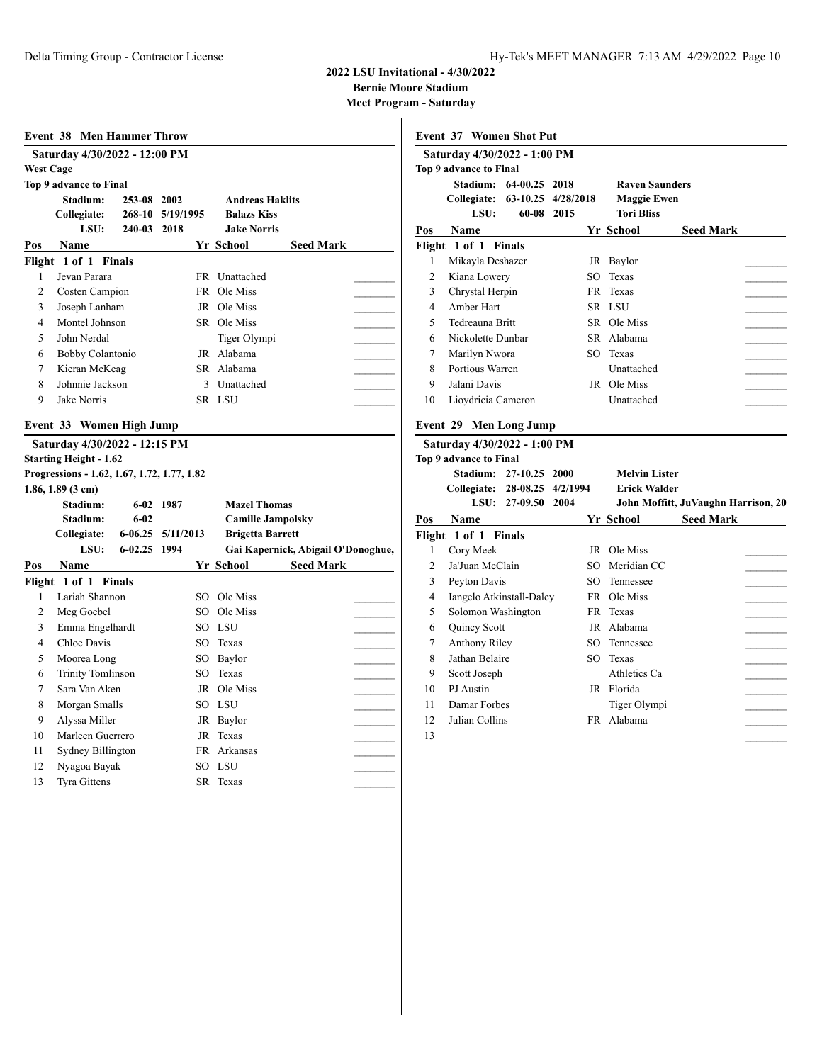## 2022 LSU Invitational - 4/30/2022
## Bernie Moore Stadium
## Meet Program - Saturday

### Event 38 Men Hammer Throw

**Saturday 4/30/2022 - 12:00 PM**
**West Cage**
**Top 9 advance to Final**

| | Mark | Date | Name |
|---|---|---|---|
| Stadium: | 253-08 | 2002 | Andreas Haklits |
| Collegiate: | 268-10 | 5/19/1995 | Balazs Kiss |
| LSU: | 240-03 | 2018 | Jake Norris |

| Pos | Name | Yr | School | Seed Mark |
|---|---|---|---|---|
| **Flight 1 of 1 Finals** | | | | |
| 1 | Jevan Parara | FR | Unattached | _______ |
| 2 | Costen Campion | FR | Ole Miss | _______ |
| 3 | Joseph Lanham | JR | Ole Miss | _______ |
| 4 | Montel Johnson | SR | Ole Miss | _______ |
| 5 | John Nerdal | | Tiger Olympi | _______ |
| 6 | Bobby Colantonio | JR | Alabama | _______ |
| 7 | Kieran McKeag | SR | Alabama | _______ |
| 8 | Johnnie Jackson | 3 | Unattached | _______ |
| 9 | Jake Norris | SR | LSU | _______ |

### Event 33 Women High Jump

**Saturday 4/30/2022 - 12:15 PM**
**Starting Height - 1.62**
**Progressions - 1.62, 1.67, 1.72, 1.77, 1.82**
**1.86, 1.89 (3 cm)**

| | Mark | Date | Name |
|---|---|---|---|
| Stadium: | 6-02 | 1987 | Mazel Thomas |
| Stadium: | 6-02 | | Camille Jampolsky |
| Collegiate: | 6-06.25 | 5/11/2013 | Brigetta Barrett |
| LSU: | 6-02.25 | 1994 | Gai Kapernick, Abigail O'Donoghue, |

| Pos | Name | Yr | School | Seed Mark |
|---|---|---|---|---|
| **Flight 1 of 1 Finals** | | | | |
| 1 | Lariah Shannon | SO | Ole Miss | _______ |
| 2 | Meg Goebel | SO | Ole Miss | _______ |
| 3 | Emma Engelhardt | SO | LSU | _______ |
| 4 | Chloe Davis | SO | Texas | _______ |
| 5 | Moorea Long | SO | Baylor | _______ |
| 6 | Trinity Tomlinson | SO | Texas | _______ |
| 7 | Sara Van Aken | JR | Ole Miss | _______ |
| 8 | Morgan Smalls | SO | LSU | _______ |
| 9 | Alyssa Miller | JR | Baylor | _______ |
| 10 | Marleen Guerrero | JR | Texas | _______ |
| 11 | Sydney Billington | FR | Arkansas | _______ |
| 12 | Nyagoa Bayak | SO | LSU | _______ |
| 13 | Tyra Gittens | SR | Texas | _______ |

### Event 37 Women Shot Put

**Saturday 4/30/2022 - 1:00 PM**
**Top 9 advance to Final**

| | Mark | Date | Name |
|---|---|---|---|
| Stadium: | 64-00.25 | 2018 | Raven Saunders |
| Collegiate: | 63-10.25 | 4/28/2018 | Maggie Ewen |
| LSU: | 60-08 | 2015 | Tori Bliss |

| Pos | Name | Yr | School | Seed Mark |
|---|---|---|---|---|
| **Flight 1 of 1 Finals** | | | | |
| 1 | Mikayla Deshazer | JR | Baylor | _______ |
| 2 | Kiana Lowery | SO | Texas | _______ |
| 3 | Chrystal Herpin | FR | Texas | _______ |
| 4 | Amber Hart | SR | LSU | _______ |
| 5 | Tedreauna Britt | SR | Ole Miss | _______ |
| 6 | Nickolette Dunbar | SR | Alabama | _______ |
| 7 | Marilyn Nwora | SO | Texas | _______ |
| 8 | Portious Warren | | Unattached | _______ |
| 9 | Jalani Davis | JR | Ole Miss | _______ |
| 10 | Lioydricia Cameron | | Unattached | _______ |

### Event 29 Men Long Jump

**Saturday 4/30/2022 - 1:00 PM**
**Top 9 advance to Final**

| | Mark | Date | Name |
|---|---|---|---|
| Stadium: | 27-10.25 | 2000 | Melvin Lister |
| Collegiate: | 28-08.25 | 4/2/1994 | Erick Walder |
| LSU: | 27-09.50 | 2004 | John Moffitt, JuVaughn Harrison, 20 |

| Pos | Name | Yr | School | Seed Mark |
|---|---|---|---|---|
| **Flight 1 of 1 Finals** | | | | |
| 1 | Cory Meek | JR | Ole Miss | _______ |
| 2 | Ja'Juan McClain | SO | Meridian CC | _______ |
| 3 | Peyton Davis | SO | Tennessee | _______ |
| 4 | Iangelo Atkinstall-Daley | FR | Ole Miss | _______ |
| 5 | Solomon Washington | FR | Texas | _______ |
| 6 | Quincy Scott | JR | Alabama | _______ |
| 7 | Anthony Riley | SO | Tennessee | _______ |
| 8 | Jathan Belaire | SO | Texas | _______ |
| 9 | Scott Joseph | | Athletics Ca | _______ |
| 10 | PJ Austin | JR | Florida | _______ |
| 11 | Damar Forbes | | Tiger Olympi | _______ |
| 12 | Julian Collins | FR | Alabama | _______ |
| 13 | | | | _______ |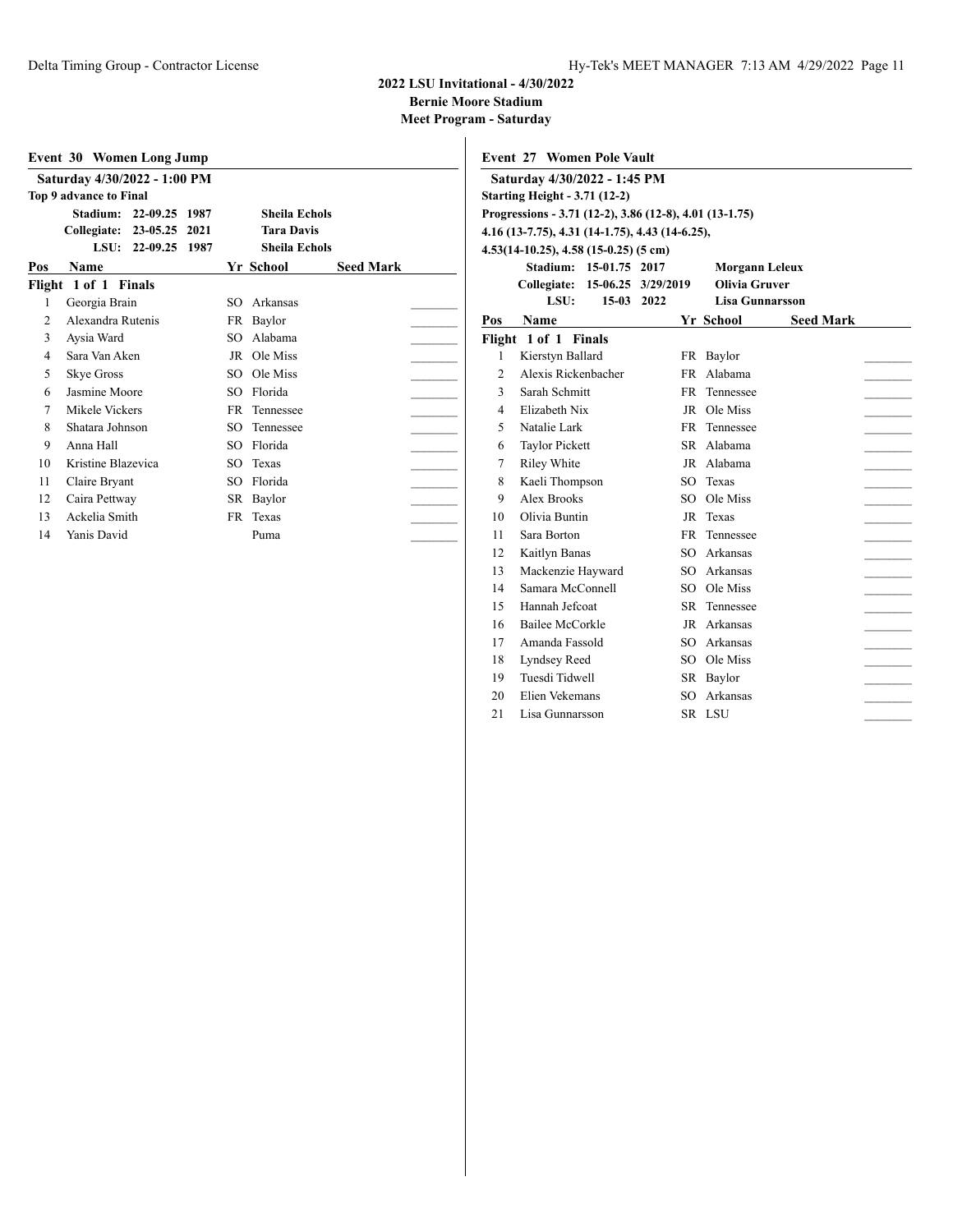## 2022 LSU Invitational - 4/30/2022

**Bernie Moore Stadium**

**Meet Program - Saturday**

### Event 30 Women Long Jump

**Saturday 4/30/2022 - 1:00 PM**

**Top 9 advance to Final**

| | | | |
|---|---|---|---|
| Stadium: | 22-09.25 | 1987 | Sheila Echols |
| Collegiate: | 23-05.25 | 2021 | Tara Davis |
| LSU: | 22-09.25 | 1987 | Sheila Echols |

**Flight 1 of 1 Finals**

| Pos | Name | Yr | School | Seed Mark |
|---|---|---|---|---|
| 1 | Georgia Brain | SO | Arkansas | |
| 2 | Alexandra Rutenis | FR | Baylor | |
| 3 | Aysia Ward | SO | Alabama | |
| 4 | Sara Van Aken | JR | Ole Miss | |
| 5 | Skye Gross | SO | Ole Miss | |
| 6 | Jasmine Moore | SO | Florida | |
| 7 | Mikele Vickers | FR | Tennessee | |
| 8 | Shatara Johnson | SO | Tennessee | |
| 9 | Anna Hall | SO | Florida | |
| 10 | Kristine Blazevica | SO | Texas | |
| 11 | Claire Bryant | SO | Florida | |
| 12 | Caira Pettway | SR | Baylor | |
| 13 | Ackelia Smith | FR | Texas | |
| 14 | Yanis David | | Puma | |

### Event 27 Women Pole Vault

**Saturday 4/30/2022 - 1:45 PM**

**Starting Height - 3.71 (12-2)**

**Progressions - 3.71 (12-2), 3.86 (12-8), 4.01 (13-1.75) 4.16 (13-7.75), 4.31 (14-1.75), 4.43 (14-6.25), 4.53(14-10.25), 4.58 (15-0.25) (5 cm)**

| | | | |
|---|---|---|---|
| Stadium: | 15-01.75 | 2017 | Morgann Leleux |
| Collegiate: | 15-06.25 | 3/29/2019 | Olivia Gruver |
| LSU: | 15-03 | 2022 | Lisa Gunnarsson |

**Flight 1 of 1 Finals**

| Pos | Name | Yr | School | Seed Mark |
|---|---|---|---|---|
| 1 | Kierstyn Ballard | FR | Baylor | |
| 2 | Alexis Rickenbacher | FR | Alabama | |
| 3 | Sarah Schmitt | FR | Tennessee | |
| 4 | Elizabeth Nix | JR | Ole Miss | |
| 5 | Natalie Lark | FR | Tennessee | |
| 6 | Taylor Pickett | SR | Alabama | |
| 7 | Riley White | JR | Alabama | |
| 8 | Kaeli Thompson | SO | Texas | |
| 9 | Alex Brooks | SO | Ole Miss | |
| 10 | Olivia Buntin | JR | Texas | |
| 11 | Sara Borton | FR | Tennessee | |
| 12 | Kaitlyn Banas | SO | Arkansas | |
| 13 | Mackenzie Hayward | SO | Arkansas | |
| 14 | Samara McConnell | SO | Ole Miss | |
| 15 | Hannah Jefcoat | SR | Tennessee | |
| 16 | Bailee McCorkle | JR | Arkansas | |
| 17 | Amanda Fassold | SO | Arkansas | |
| 18 | Lyndsey Reed | SO | Ole Miss | |
| 19 | Tuesdi Tidwell | SR | Baylor | |
| 20 | Elien Vekemans | SO | Arkansas | |
| 21 | Lisa Gunnarsson | SR | LSU | |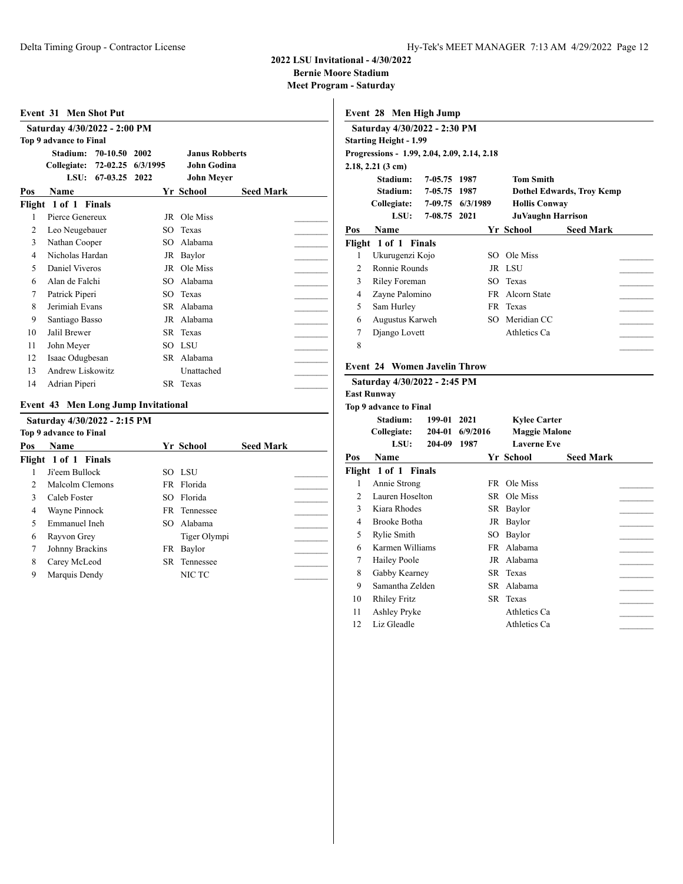## 2022 LSU Invitational - 4/30/2022
## Bernie Moore Stadium
## Meet Program - Saturday

### Event 31 Men Shot Put

**Saturday 4/30/2022 - 2:00 PM**

**Top 9 advance to Final**

| | | | |
|---|---|---|---|
| **Stadium:** | **70-10.50** | **2002** | **Janus Robberts** |
| **Collegiate:** | **72-02.25** | **6/3/1995** | **John Godina** |
| **LSU:** | **67-03.25** | **2022** | **John Meyer** |

**Flight 1 of 1 Finals**

| Pos | Name | Yr | School | Seed Mark |
|---|---|---|---|---|
| 1 | Pierce Genereux | JR | Ole Miss | _______ |
| 2 | Leo Neugebauer | SO | Texas | _______ |
| 3 | Nathan Cooper | SO | Alabama | _______ |
| 4 | Nicholas Hardan | JR | Baylor | _______ |
| 5 | Daniel Viveros | JR | Ole Miss | _______ |
| 6 | Alan de Falchi | SO | Alabama | _______ |
| 7 | Patrick Piperi | SO | Texas | _______ |
| 8 | Jerimiah Evans | SR | Alabama | _______ |
| 9 | Santiago Basso | JR | Alabama | _______ |
| 10 | Jalil Brewer | SR | Texas | _______ |
| 11 | John Meyer | SO | LSU | _______ |
| 12 | Isaac Odugbesan | SR | Alabama | _______ |
| 13 | Andrew Liskowitz | | Unattached | _______ |
| 14 | Adrian Piperi | SR | Texas | _______ |

### Event 43 Men Long Jump Invitational

**Saturday 4/30/2022 - 2:15 PM**

**Top 9 advance to Final**

**Flight 1 of 1 Finals**

| Pos | Name | Yr | School | Seed Mark |
|---|---|---|---|---|
| 1 | Ji'eem Bullock | SO | LSU | _______ |
| 2 | Malcolm Clemons | FR | Florida | _______ |
| 3 | Caleb Foster | SO | Florida | _______ |
| 4 | Wayne Pinnock | FR | Tennessee | _______ |
| 5 | Emmanuel Ineh | SO | Alabama | _______ |
| 6 | Rayvon Grey | | Tiger Olympi | _______ |
| 7 | Johnny Brackins | FR | Baylor | _______ |
| 8 | Carey McLeod | SR | Tennessee | _______ |
| 9 | Marquis Dendy | | NIC TC | _______ |

### Event 28 Men High Jump

**Saturday 4/30/2022 - 2:30 PM**

**Starting Height - 1.99**

**Progressions - 1.99, 2.04, 2.09, 2.14, 2.18**

**2.18, 2.21 (3 cm)**

| | | | |
|---|---|---|---|
| **Stadium:** | **7-05.75** | **1987** | **Tom Smith** |
| **Stadium:** | **7-05.75** | **1987** | **Dothel Edwards, Troy Kemp** |
| **Collegiate:** | **7-09.75** | **6/3/1989** | **Hollis Conway** |
| **LSU:** | **7-08.75** | **2021** | **JuVaughn Harrison** |

**Flight 1 of 1 Finals**

| Pos | Name | Yr | School | Seed Mark |
|---|---|---|---|---|
| 1 | Ukurugenzi Kojo | SO | Ole Miss | _______ |
| 2 | Ronnie Rounds | JR | LSU | _______ |
| 3 | Riley Foreman | SO | Texas | _______ |
| 4 | Zayne Palomino | FR | Alcorn State | _______ |
| 5 | Sam Hurley | FR | Texas | _______ |
| 6 | Augustus Karweh | SO | Meridian CC | _______ |
| 7 | Django Lovett | | Athletics Ca | _______ |
| 8 | | | | _______ |

### Event 24 Women Javelin Throw

**Saturday 4/30/2022 - 2:45 PM**

**East Runway**

**Top 9 advance to Final**

| | | | |
|---|---|---|---|
| **Stadium:** | **199-01** | **2021** | **Kylee Carter** |
| **Collegiate:** | **204-01** | **6/9/2016** | **Maggie Malone** |
| **LSU:** | **204-09** | **1987** | **Laverne Eve** |

**Flight 1 of 1 Finals**

| Pos | Name | Yr | School | Seed Mark |
|---|---|---|---|---|
| 1 | Annie Strong | FR | Ole Miss | _______ |
| 2 | Lauren Hoselton | SR | Ole Miss | _______ |
| 3 | Kiara Rhodes | SR | Baylor | _______ |
| 4 | Brooke Botha | JR | Baylor | _______ |
| 5 | Rylie Smith | SO | Baylor | _______ |
| 6 | Karmen Williams | FR | Alabama | _______ |
| 7 | Hailey Poole | JR | Alabama | _______ |
| 8 | Gabby Kearney | SR | Texas | _______ |
| 9 | Samantha Zelden | SR | Alabama | _______ |
| 10 | Rhiley Fritz | SR | Texas | _______ |
| 11 | Ashley Pryke | | Athletics Ca | _______ |
| 12 | Liz Gleadle | | Athletics Ca | _______ |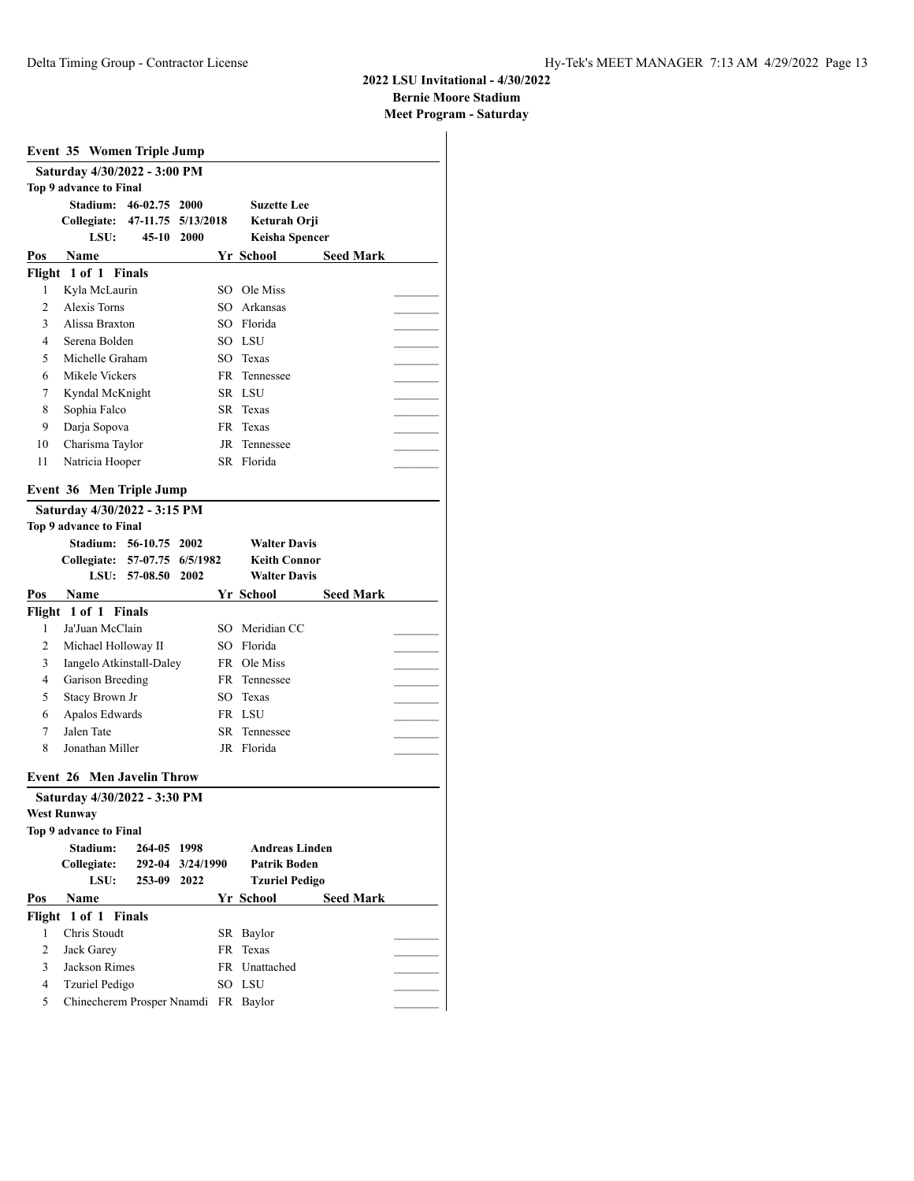**2022 LSU Invitational - 4/30/2022**
**Bernie Moore Stadium**
**Meet Program - Saturday**

## Event 35 Women Triple Jump

**Saturday 4/30/2022 - 3:00 PM**

**Top 9 advance to Final**

| | | | |
|---|---|---|---|
| **Stadium:** | **46-02.75** | **2000** | **Suzette Lee** |
| **Collegiate:** | **47-11.75** | **5/13/2018** | **Keturah Orji** |
| **LSU:** | **45-10** | **2000** | **Keisha Spencer** |

| Pos | Name | Yr | School | Seed Mark |
|---|---|---|---|---|
| **Flight 1 of 1 Finals** | | | | |
| 1 | Kyla McLaurin | SO | Ole Miss | |
| 2 | Alexis Torns | SO | Arkansas | |
| 3 | Alissa Braxton | SO | Florida | |
| 4 | Serena Bolden | SO | LSU | |
| 5 | Michelle Graham | SO | Texas | |
| 6 | Mikele Vickers | FR | Tennessee | |
| 7 | Kyndal McKnight | SR | LSU | |
| 8 | Sophia Falco | SR | Texas | |
| 9 | Darja Sopova | FR | Texas | |
| 10 | Charisma Taylor | JR | Tennessee | |
| 11 | Natricia Hooper | SR | Florida | |

## Event 36 Men Triple Jump

**Saturday 4/30/2022 - 3:15 PM**

**Top 9 advance to Final**

| | | | |
|---|---|---|---|
| **Stadium:** | **56-10.75** | **2002** | **Walter Davis** |
| **Collegiate:** | **57-07.75** | **6/5/1982** | **Keith Connor** |
| **LSU:** | **57-08.50** | **2002** | **Walter Davis** |

| Pos | Name | Yr | School | Seed Mark |
|---|---|---|---|---|
| **Flight 1 of 1 Finals** | | | | |
| 1 | Ja'Juan McClain | SO | Meridian CC | |
| 2 | Michael Holloway II | SO | Florida | |
| 3 | Iangelo Atkinstall-Daley | FR | Ole Miss | |
| 4 | Garison Breeding | FR | Tennessee | |
| 5 | Stacy Brown Jr | SO | Texas | |
| 6 | Apalos Edwards | FR | LSU | |
| 7 | Jalen Tate | SR | Tennessee | |
| 8 | Jonathan Miller | JR | Florida | |

## Event 26 Men Javelin Throw

**Saturday 4/30/2022 - 3:30 PM**

**West Runway**

**Top 9 advance to Final**

| | | | |
|---|---|---|---|
| **Stadium:** | **264-05** | **1998** | **Andreas Linden** |
| **Collegiate:** | **292-04** | **3/24/1990** | **Patrik Boden** |
| **LSU:** | **253-09** | **2022** | **Tzuriel Pedigo** |

| Pos | Name | Yr | School | Seed Mark |
|---|---|---|---|---|
| **Flight 1 of 1 Finals** | | | | |
| 1 | Chris Stoudt | SR | Baylor | |
| 2 | Jack Garey | FR | Texas | |
| 3 | Jackson Rimes | FR | Unattached | |
| 4 | Tzuriel Pedigo | SO | LSU | |
| 5 | Chinecherem Prosper Nnamdi | FR | Baylor | |